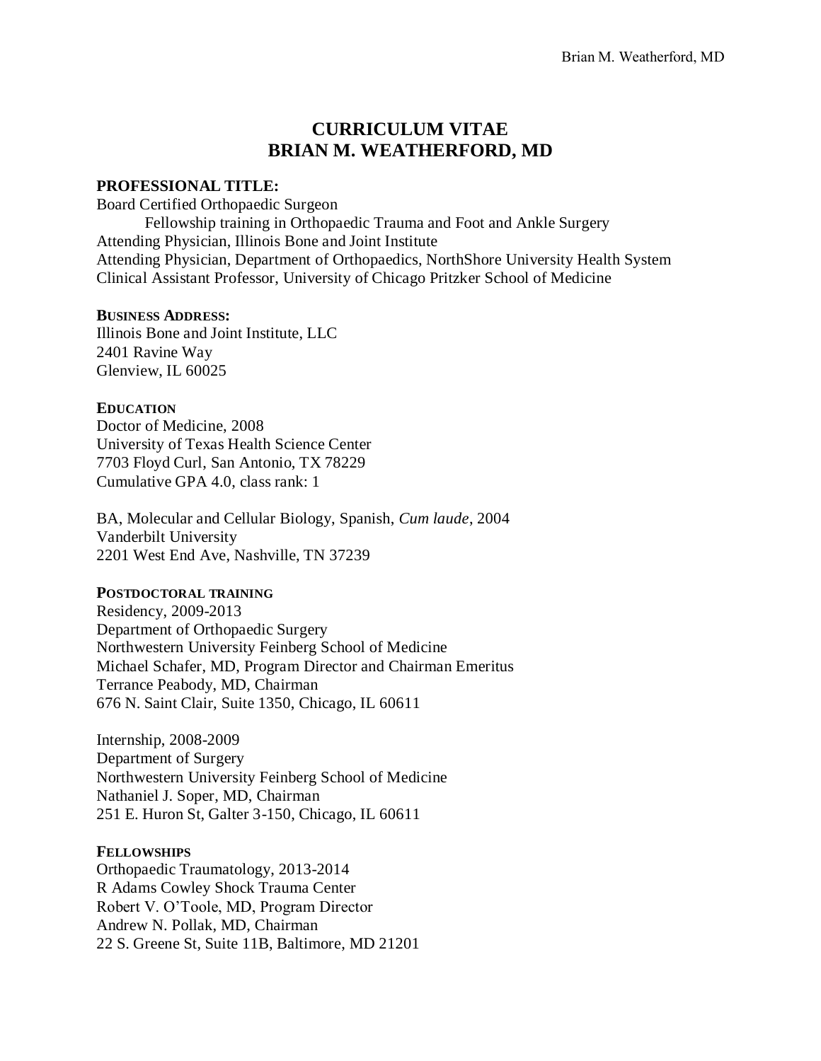# CURRICULUM VITAE
# BRIAN M. WEATHERFORD, MD

**PROFESSIONAL TITLE:**

Board Certified Orthopaedic Surgeon
Fellowship training in Orthopaedic Trauma and Foot and Ankle Surgery
Attending Physician, Illinois Bone and Joint Institute
Attending Physician, Department of Orthopaedics, NorthShore University Health System
Clinical Assistant Professor, University of Chicago Pritzker School of Medicine

**BUSINESS ADDRESS:**

Illinois Bone and Joint Institute, LLC
2401 Ravine Way
Glenview, IL 60025

**EDUCATION**

Doctor of Medicine, 2008
University of Texas Health Science Center
7703 Floyd Curl, San Antonio, TX 78229
Cumulative GPA 4.0, class rank: 1

BA, Molecular and Cellular Biology, Spanish, *Cum laude*, 2004
Vanderbilt University
2201 West End Ave, Nashville, TN 37239

**POSTDOCTORAL TRAINING**

Residency, 2009-2013
Department of Orthopaedic Surgery
Northwestern University Feinberg School of Medicine
Michael Schafer, MD, Program Director and Chairman Emeritus
Terrance Peabody, MD, Chairman
676 N. Saint Clair, Suite 1350, Chicago, IL 60611

Internship, 2008-2009
Department of Surgery
Northwestern University Feinberg School of Medicine
Nathaniel J. Soper, MD, Chairman
251 E. Huron St, Galter 3-150, Chicago, IL 60611

**FELLOWSHIPS**

Orthopaedic Traumatology, 2013-2014
R Adams Cowley Shock Trauma Center
Robert V. O'Toole, MD, Program Director
Andrew N. Pollak, MD, Chairman
22 S. Greene St, Suite 11B, Baltimore, MD 21201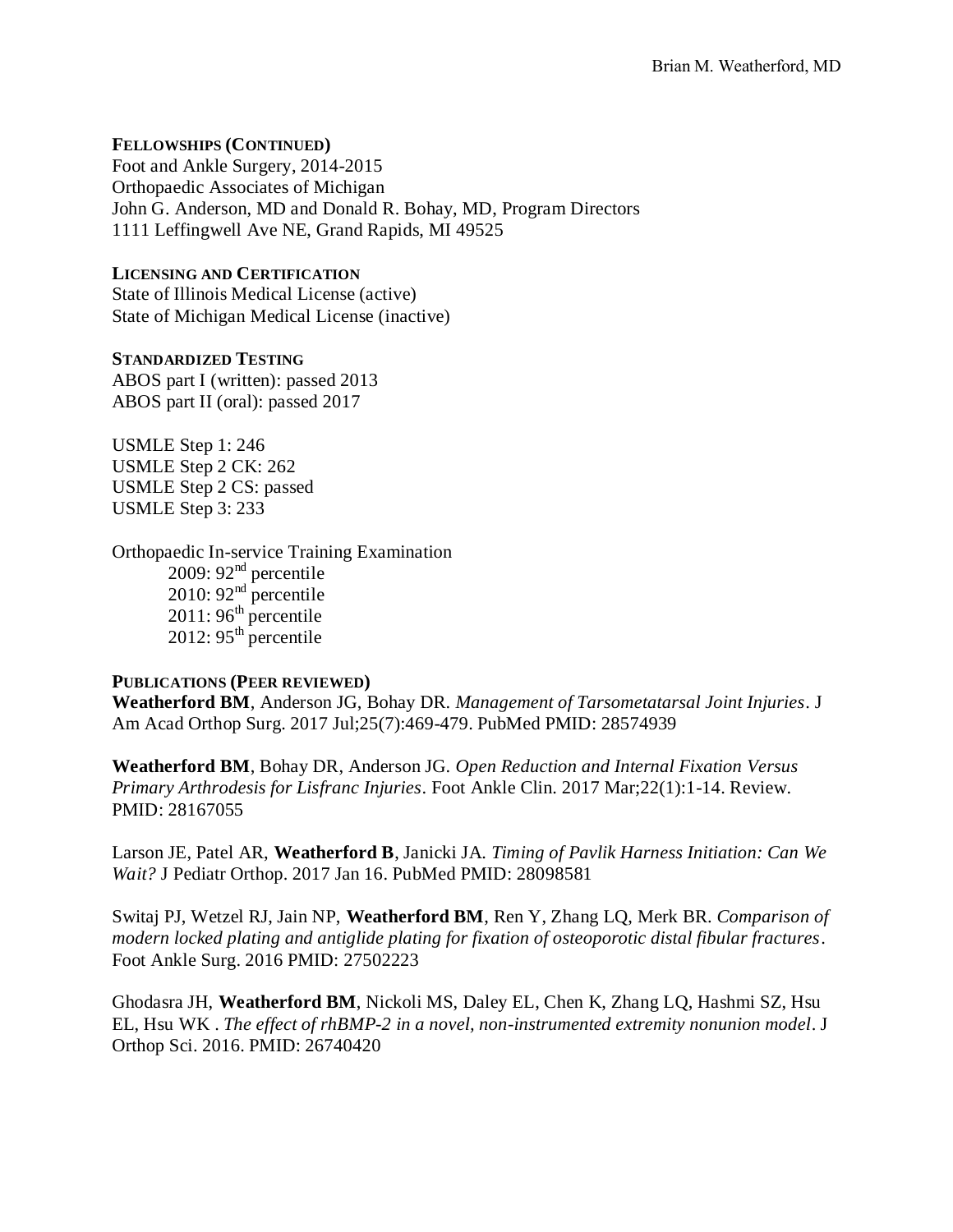## FELLOWSHIPS (CONTINUED)

Foot and Ankle Surgery, 2014-2015
Orthopaedic Associates of Michigan
John G. Anderson, MD and Donald R. Bohay, MD, Program Directors
1111 Leffingwell Ave NE, Grand Rapids, MI 49525

## LICENSING AND CERTIFICATION

State of Illinois Medical License (active)
State of Michigan Medical License (inactive)

## STANDARDIZED TESTING

ABOS part I (written): passed 2013
ABOS part II (oral): passed 2017

USMLE Step 1: 246
USMLE Step 2 CK: 262
USMLE Step 2 CS: passed
USMLE Step 3: 233

Orthopaedic In-service Training Examination

- 2009: 92nd percentile
- 2010: 92nd percentile
- 2011: 96th percentile
- 2012: 95th percentile

## PUBLICATIONS (PEER REVIEWED)

**Weatherford BM**, Anderson JG, Bohay DR. *Management of Tarsometatarsal Joint Injuries*. J Am Acad Orthop Surg. 2017 Jul;25(7):469-479. PubMed PMID: 28574939

**Weatherford BM**, Bohay DR, Anderson JG. *Open Reduction and Internal Fixation Versus Primary Arthrodesis for Lisfranc Injuries*. Foot Ankle Clin. 2017 Mar;22(1):1-14. Review. PMID: 28167055

Larson JE, Patel AR, **Weatherford B**, Janicki JA. *Timing of Pavlik Harness Initiation: Can We Wait?* J Pediatr Orthop. 2017 Jan 16. PubMed PMID: 28098581

Switaj PJ, Wetzel RJ, Jain NP, **Weatherford BM**, Ren Y, Zhang LQ, Merk BR. *Comparison of modern locked plating and antiglide plating for fixation of osteoporotic distal fibular fractures*. Foot Ankle Surg. 2016 PMID: 27502223

Ghodasra JH, **Weatherford BM**, Nickoli MS, Daley EL, Chen K, Zhang LQ, Hashmi SZ, Hsu EL, Hsu WK . *The effect of rhBMP-2 in a novel, non-instrumented extremity nonunion model*. J Orthop Sci. 2016. PMID: 26740420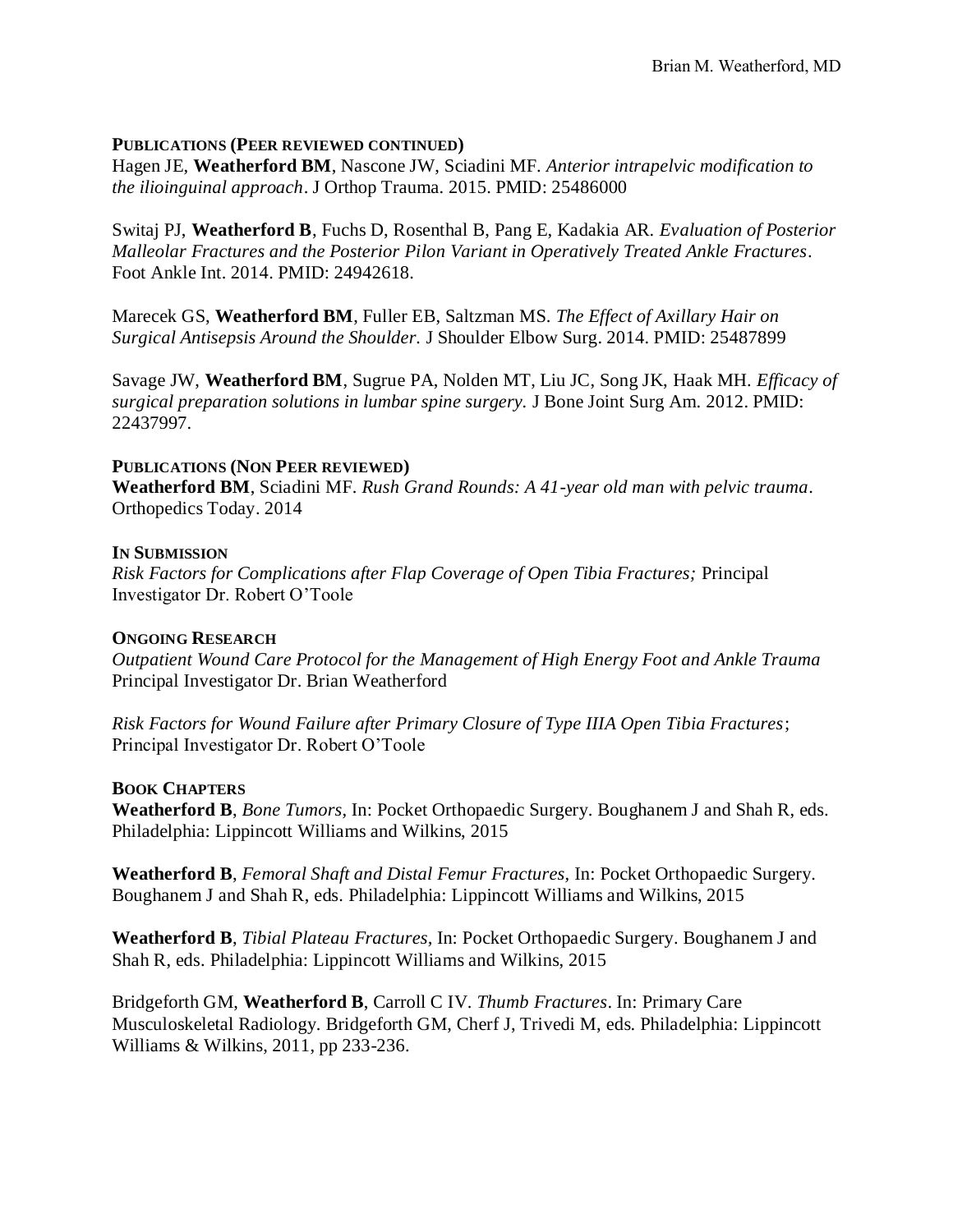**PUBLICATIONS (PEER REVIEWED CONTINUED)**

Hagen JE, **Weatherford BM**, Nascone JW, Sciadini MF. *Anterior intrapelvic modification to the ilioinguinal approach*. J Orthop Trauma. 2015. PMID: 25486000

Switaj PJ, **Weatherford B**, Fuchs D, Rosenthal B, Pang E, Kadakia AR. *Evaluation of Posterior Malleolar Fractures and the Posterior Pilon Variant in Operatively Treated Ankle Fractures*. Foot Ankle Int. 2014. PMID: 24942618.

Marecek GS, **Weatherford BM**, Fuller EB, Saltzman MS. *The Effect of Axillary Hair on Surgical Antisepsis Around the Shoulder.* J Shoulder Elbow Surg. 2014. PMID: 25487899

Savage JW, **Weatherford BM**, Sugrue PA, Nolden MT, Liu JC, Song JK, Haak MH. *Efficacy of surgical preparation solutions in lumbar spine surgery.* J Bone Joint Surg Am. 2012. PMID: 22437997.

**PUBLICATIONS (NON PEER REVIEWED)**

**Weatherford BM**, Sciadini MF. *Rush Grand Rounds: A 41-year old man with pelvic trauma*. Orthopedics Today. 2014

**IN SUBMISSION**

*Risk Factors for Complications after Flap Coverage of Open Tibia Fractures;* Principal Investigator Dr. Robert O'Toole

**ONGOING RESEARCH**

*Outpatient Wound Care Protocol for the Management of High Energy Foot and Ankle Trauma* Principal Investigator Dr. Brian Weatherford

*Risk Factors for Wound Failure after Primary Closure of Type IIIA Open Tibia Fractures*; Principal Investigator Dr. Robert O'Toole

**BOOK CHAPTERS**

**Weatherford B**, *Bone Tumors*, In: Pocket Orthopaedic Surgery. Boughanem J and Shah R, eds. Philadelphia: Lippincott Williams and Wilkins, 2015

**Weatherford B**, *Femoral Shaft and Distal Femur Fractures*, In: Pocket Orthopaedic Surgery. Boughanem J and Shah R, eds. Philadelphia: Lippincott Williams and Wilkins, 2015

**Weatherford B**, *Tibial Plateau Fractures*, In: Pocket Orthopaedic Surgery. Boughanem J and Shah R, eds. Philadelphia: Lippincott Williams and Wilkins, 2015

Bridgeforth GM, **Weatherford B**, Carroll C IV. *Thumb Fractures*. In: Primary Care Musculoskeletal Radiology. Bridgeforth GM, Cherf J, Trivedi M, eds. Philadelphia: Lippincott Williams & Wilkins, 2011, pp 233-236.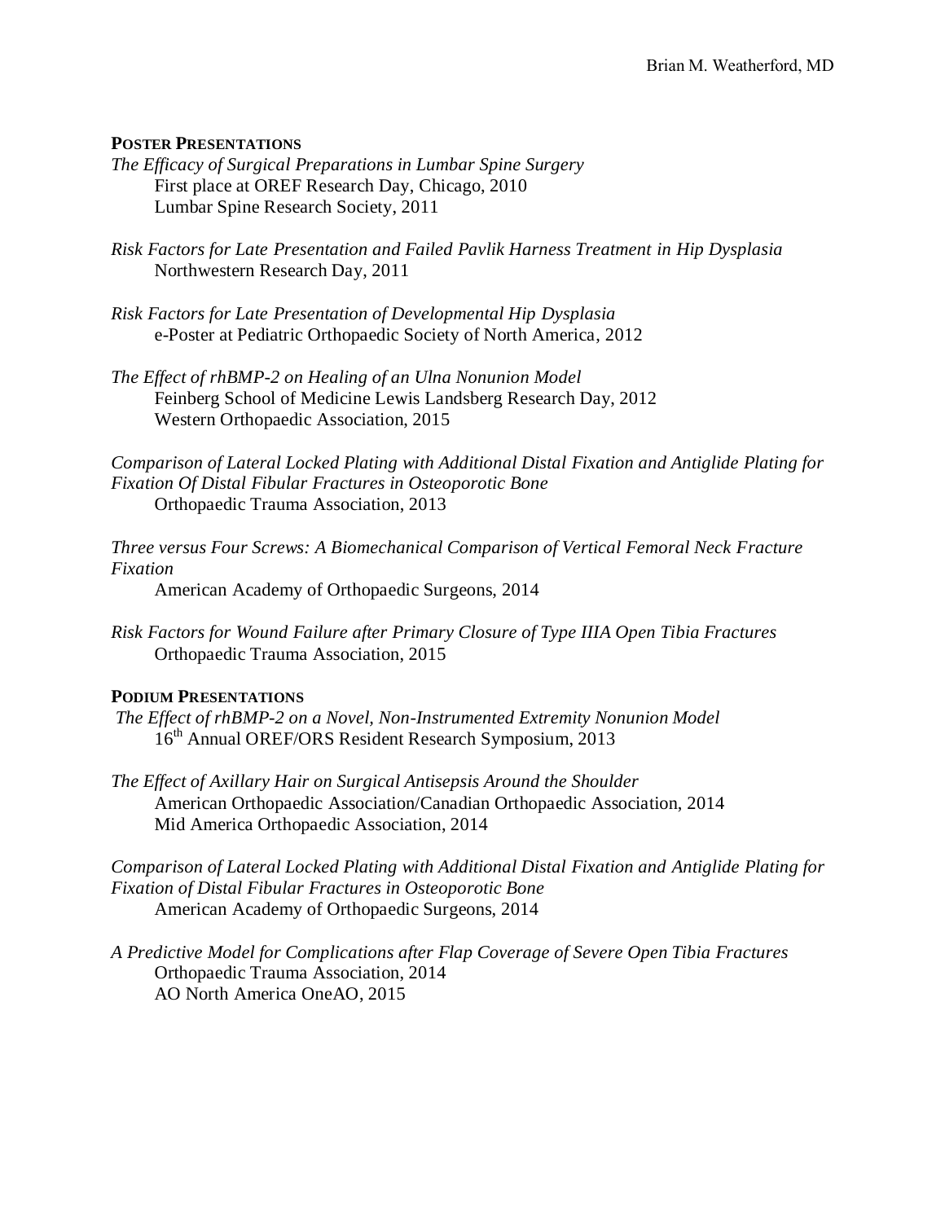## POSTER PRESENTATIONS

*The Efficacy of Surgical Preparations in Lumbar Spine Surgery*
First place at OREF Research Day, Chicago, 2010
Lumbar Spine Research Society, 2011

*Risk Factors for Late Presentation and Failed Pavlik Harness Treatment in Hip Dysplasia*
Northwestern Research Day, 2011

*Risk Factors for Late Presentation of Developmental Hip Dysplasia*
e-Poster at Pediatric Orthopaedic Society of North America, 2012

*The Effect of rhBMP-2 on Healing of an Ulna Nonunion Model*
Feinberg School of Medicine Lewis Landsberg Research Day, 2012
Western Orthopaedic Association, 2015

*Comparison of Lateral Locked Plating with Additional Distal Fixation and Antiglide Plating for Fixation Of Distal Fibular Fractures in Osteoporotic Bone*
Orthopaedic Trauma Association, 2013

*Three versus Four Screws: A Biomechanical Comparison of Vertical Femoral Neck Fracture Fixation*
American Academy of Orthopaedic Surgeons, 2014

*Risk Factors for Wound Failure after Primary Closure of Type IIIA Open Tibia Fractures*
Orthopaedic Trauma Association, 2015

## PODIUM PRESENTATIONS

*The Effect of rhBMP-2 on a Novel, Non-Instrumented Extremity Nonunion Model*
16th Annual OREF/ORS Resident Research Symposium, 2013

*The Effect of Axillary Hair on Surgical Antisepsis Around the Shoulder*
American Orthopaedic Association/Canadian Orthopaedic Association, 2014
Mid America Orthopaedic Association, 2014

*Comparison of Lateral Locked Plating with Additional Distal Fixation and Antiglide Plating for Fixation of Distal Fibular Fractures in Osteoporotic Bone*
American Academy of Orthopaedic Surgeons, 2014

*A Predictive Model for Complications after Flap Coverage of Severe Open Tibia Fractures*
Orthopaedic Trauma Association, 2014
AO North America OneAO, 2015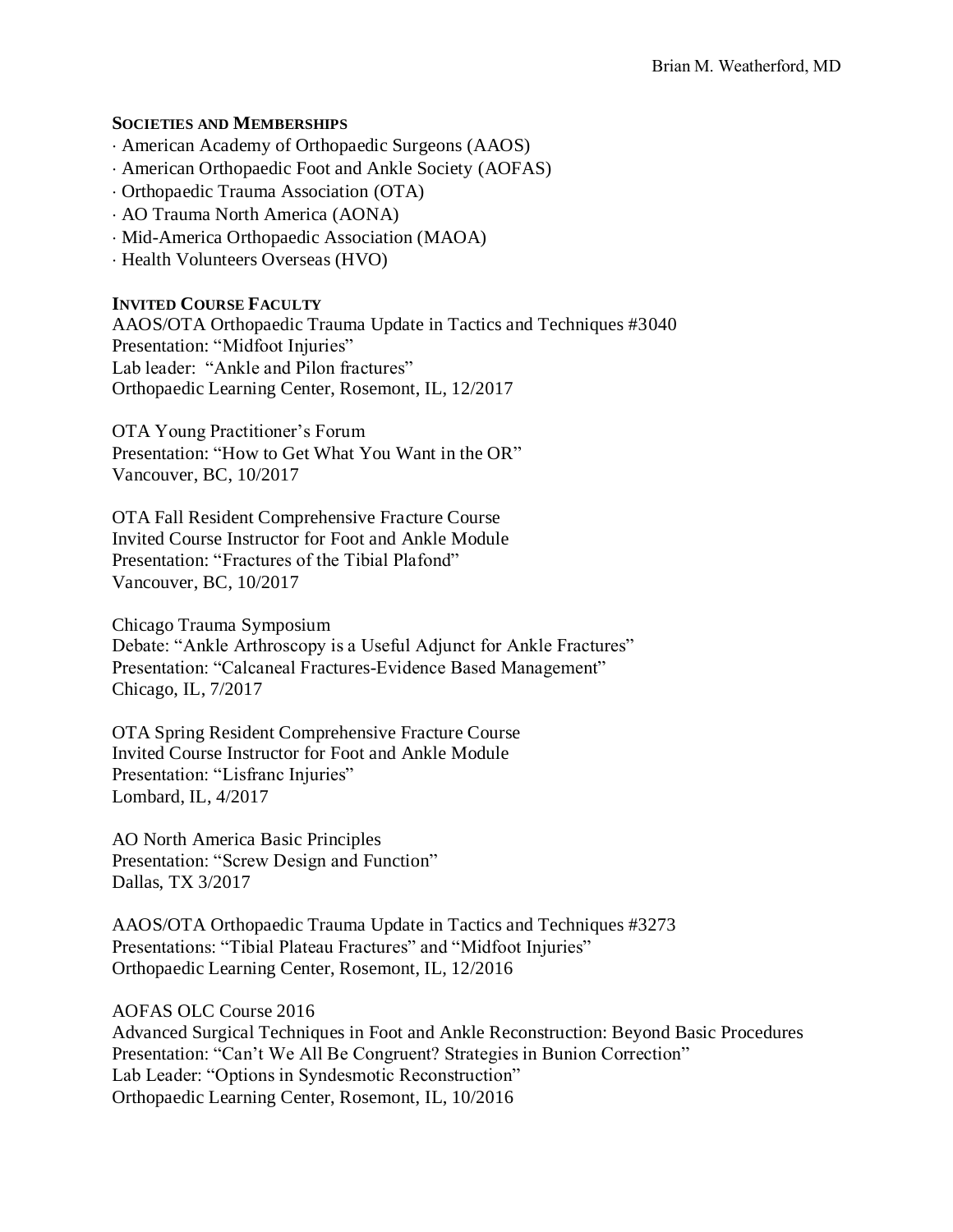## SOCIETIES AND MEMBERSHIPS

· American Academy of Orthopaedic Surgeons (AAOS)
· American Orthopaedic Foot and Ankle Society (AOFAS)
· Orthopaedic Trauma Association (OTA)
· AO Trauma North America (AONA)
· Mid-America Orthopaedic Association (MAOA)
· Health Volunteers Overseas (HVO)

## INVITED COURSE FACULTY

AAOS/OTA Orthopaedic Trauma Update in Tactics and Techniques #3040
Presentation: "Midfoot Injuries"
Lab leader: "Ankle and Pilon fractures"
Orthopaedic Learning Center, Rosemont, IL, 12/2017

OTA Young Practitioner's Forum
Presentation: "How to Get What You Want in the OR"
Vancouver, BC, 10/2017

OTA Fall Resident Comprehensive Fracture Course
Invited Course Instructor for Foot and Ankle Module
Presentation: "Fractures of the Tibial Plafond"
Vancouver, BC, 10/2017

Chicago Trauma Symposium
Debate: "Ankle Arthroscopy is a Useful Adjunct for Ankle Fractures"
Presentation: "Calcaneal Fractures-Evidence Based Management"
Chicago, IL, 7/2017

OTA Spring Resident Comprehensive Fracture Course
Invited Course Instructor for Foot and Ankle Module
Presentation: "Lisfranc Injuries"
Lombard, IL, 4/2017

AO North America Basic Principles
Presentation: "Screw Design and Function"
Dallas, TX 3/2017

AAOS/OTA Orthopaedic Trauma Update in Tactics and Techniques #3273
Presentations: "Tibial Plateau Fractures" and "Midfoot Injuries"
Orthopaedic Learning Center, Rosemont, IL, 12/2016

AOFAS OLC Course 2016
Advanced Surgical Techniques in Foot and Ankle Reconstruction: Beyond Basic Procedures
Presentation: "Can't We All Be Congruent? Strategies in Bunion Correction"
Lab Leader: "Options in Syndesmotic Reconstruction"
Orthopaedic Learning Center, Rosemont, IL, 10/2016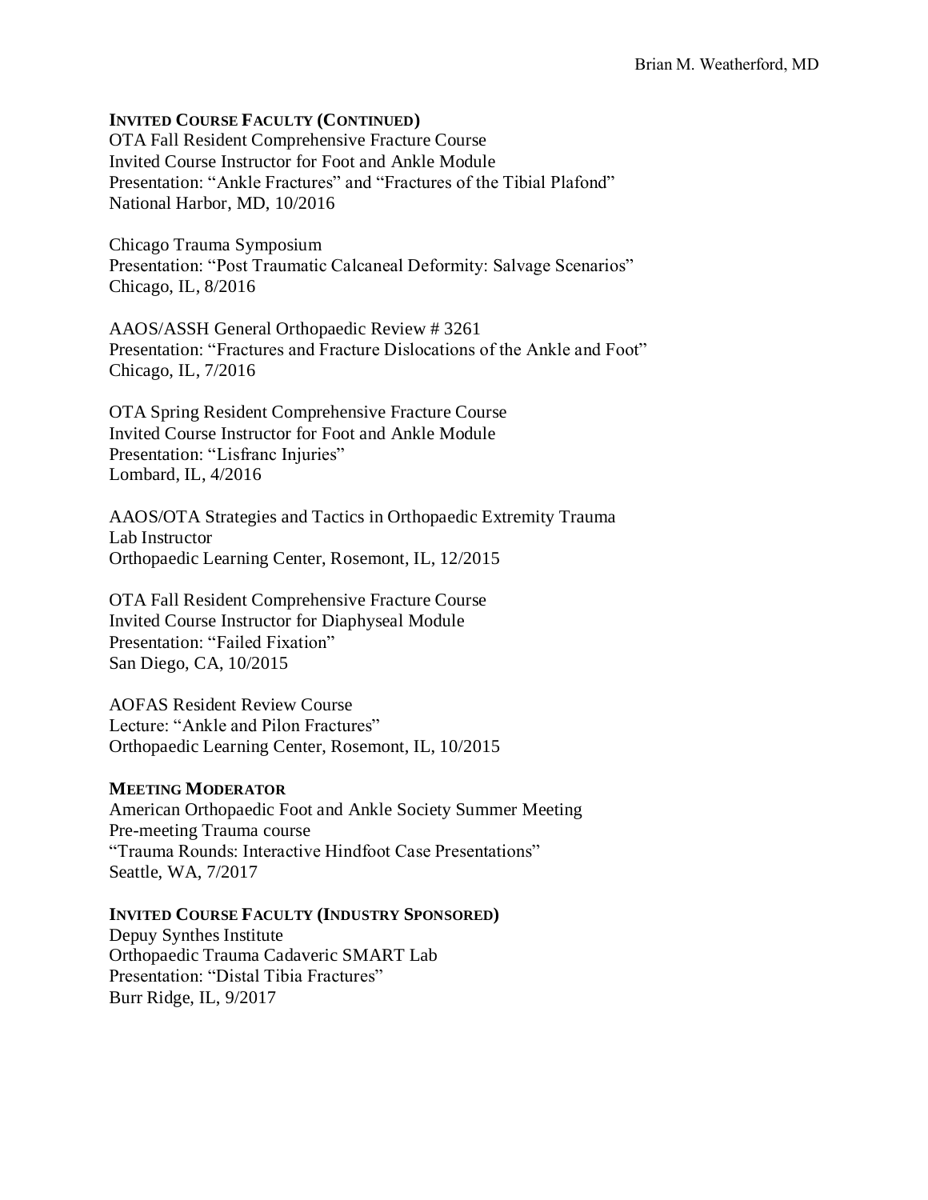## INVITED COURSE FACULTY (CONTINUED)

OTA Fall Resident Comprehensive Fracture Course
Invited Course Instructor for Foot and Ankle Module
Presentation: "Ankle Fractures" and "Fractures of the Tibial Plafond"
National Harbor, MD, 10/2016

Chicago Trauma Symposium
Presentation: "Post Traumatic Calcaneal Deformity: Salvage Scenarios"
Chicago, IL, 8/2016

AAOS/ASSH General Orthopaedic Review # 3261
Presentation: "Fractures and Fracture Dislocations of the Ankle and Foot"
Chicago, IL, 7/2016

OTA Spring Resident Comprehensive Fracture Course
Invited Course Instructor for Foot and Ankle Module
Presentation: "Lisfranc Injuries"
Lombard, IL, 4/2016

AAOS/OTA Strategies and Tactics in Orthopaedic Extremity Trauma
Lab Instructor
Orthopaedic Learning Center, Rosemont, IL, 12/2015

OTA Fall Resident Comprehensive Fracture Course
Invited Course Instructor for Diaphyseal Module
Presentation: "Failed Fixation"
San Diego, CA, 10/2015

AOFAS Resident Review Course
Lecture: "Ankle and Pilon Fractures"
Orthopaedic Learning Center, Rosemont, IL, 10/2015

## MEETING MODERATOR

American Orthopaedic Foot and Ankle Society Summer Meeting
Pre-meeting Trauma course
"Trauma Rounds: Interactive Hindfoot Case Presentations"
Seattle, WA, 7/2017

## INVITED COURSE FACULTY (INDUSTRY SPONSORED)

Depuy Synthes Institute
Orthopaedic Trauma Cadaveric SMART Lab
Presentation: "Distal Tibia Fractures"
Burr Ridge, IL, 9/2017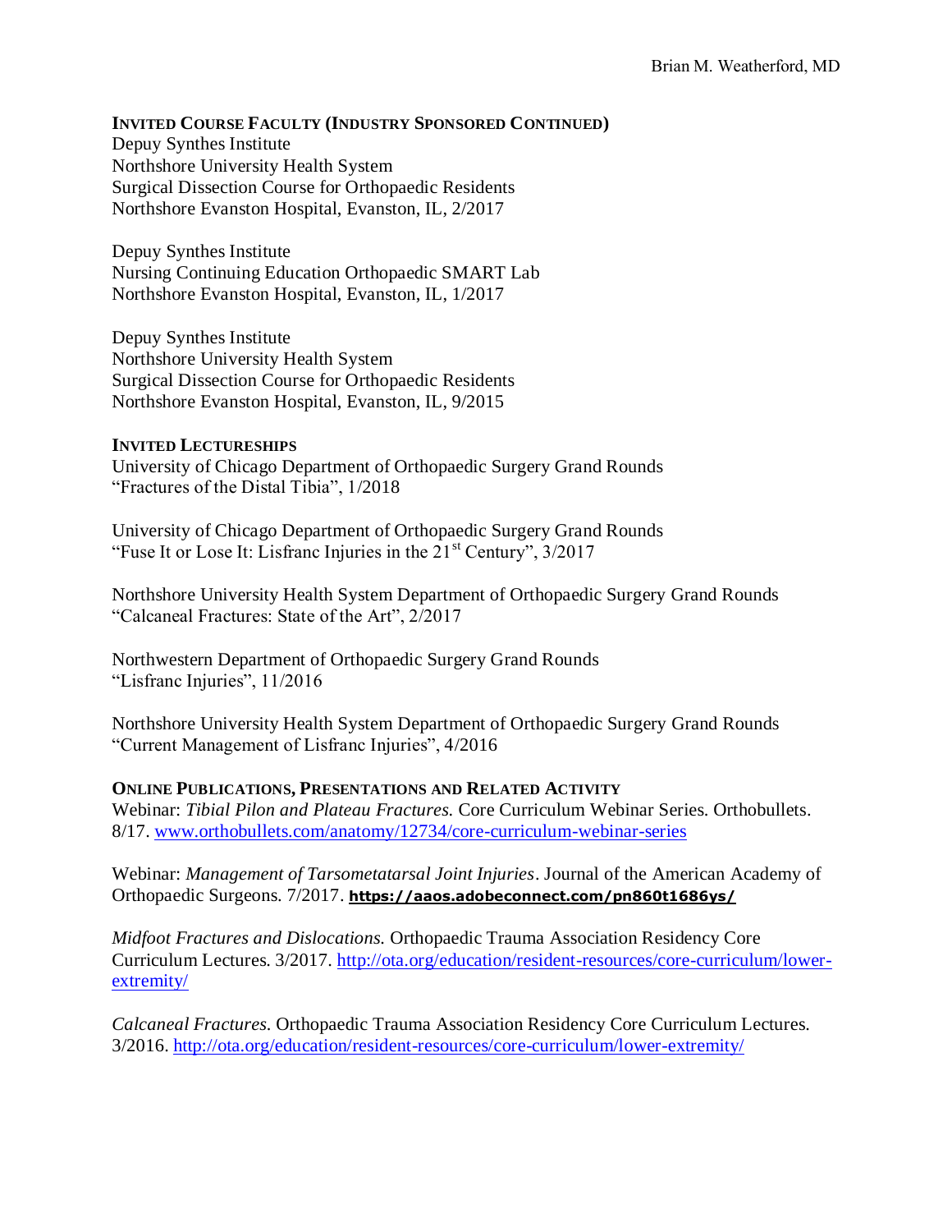### Invited Course Faculty (Industry Sponsored Continued)

Depuy Synthes Institute
Northshore University Health System
Surgical Dissection Course for Orthopaedic Residents
Northshore Evanston Hospital, Evanston, IL, 2/2017

Depuy Synthes Institute
Nursing Continuing Education Orthopaedic SMART Lab
Northshore Evanston Hospital, Evanston, IL, 1/2017

Depuy Synthes Institute
Northshore University Health System
Surgical Dissection Course for Orthopaedic Residents
Northshore Evanston Hospital, Evanston, IL, 9/2015

### Invited Lectureships

University of Chicago Department of Orthopaedic Surgery Grand Rounds
"Fractures of the Distal Tibia", 1/2018

University of Chicago Department of Orthopaedic Surgery Grand Rounds
"Fuse It or Lose It: Lisfranc Injuries in the 21st Century", 3/2017

Northshore University Health System Department of Orthopaedic Surgery Grand Rounds
"Calcaneal Fractures: State of the Art", 2/2017

Northwestern Department of Orthopaedic Surgery Grand Rounds
"Lisfranc Injuries", 11/2016

Northshore University Health System Department of Orthopaedic Surgery Grand Rounds
"Current Management of Lisfranc Injuries", 4/2016

### Online Publications, Presentations and Related Activity

Webinar: *Tibial Pilon and Plateau Fractures.* Core Curriculum Webinar Series. Orthobullets. 8/17. www.orthobullets.com/anatomy/12734/core-curriculum-webinar-series

Webinar: *Management of Tarsometatarsal Joint Injuries*. Journal of the American Academy of Orthopaedic Surgeons. 7/2017. **https://aaos.adobeconnect.com/pn860t1686ys/**

*Midfoot Fractures and Dislocations.* Orthopaedic Trauma Association Residency Core Curriculum Lectures. 3/2017. http://ota.org/education/resident-resources/core-curriculum/lower-extremity/

*Calcaneal Fractures.* Orthopaedic Trauma Association Residency Core Curriculum Lectures. 3/2016. http://ota.org/education/resident-resources/core-curriculum/lower-extremity/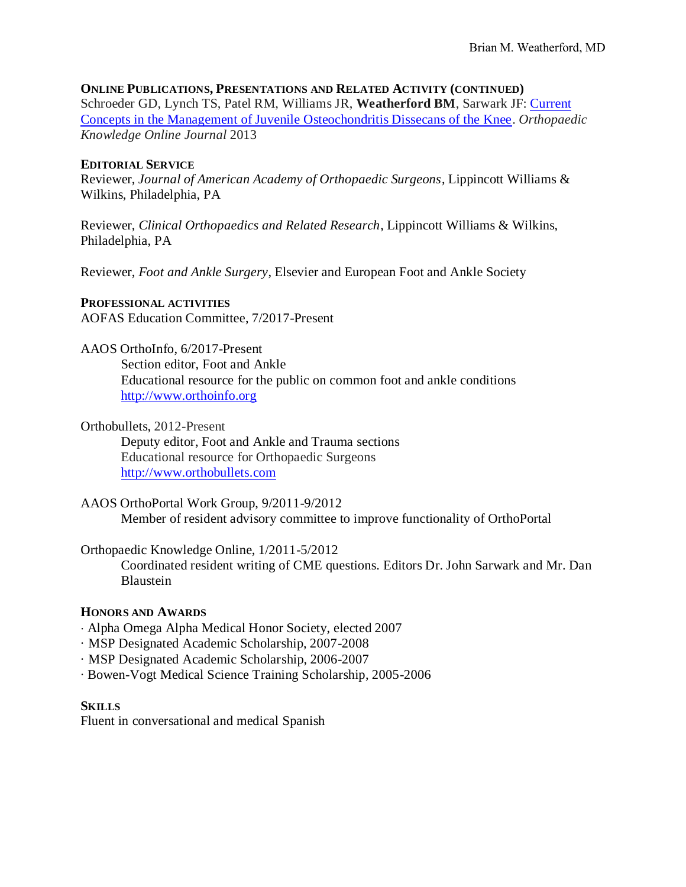## Online Publications, Presentations and Related Activity (continued)

Schroeder GD, Lynch TS, Patel RM, Williams JR, **Weatherford BM**, Sarwark JF: Current Concepts in the Management of Juvenile Osteochondritis Dissecans of the Knee. *Orthopaedic Knowledge Online Journal* 2013

## Editorial Service

Reviewer, *Journal of American Academy of Orthopaedic Surgeons*, Lippincott Williams & Wilkins, Philadelphia, PA

Reviewer, *Clinical Orthopaedics and Related Research*, Lippincott Williams & Wilkins, Philadelphia, PA

Reviewer, *Foot and Ankle Surgery*, Elsevier and European Foot and Ankle Society

## Professional activities

AOFAS Education Committee, 7/2017-Present

AAOS OrthoInfo, 6/2017-Present
- Section editor, Foot and Ankle
- Educational resource for the public on common foot and ankle conditions
- http://www.orthoinfo.org

Orthobullets, 2012-Present
- Deputy editor, Foot and Ankle and Trauma sections
- Educational resource for Orthopaedic Surgeons
- http://www.orthobullets.com

AAOS OrthoPortal Work Group, 9/2011-9/2012
- Member of resident advisory committee to improve functionality of OrthoPortal

Orthopaedic Knowledge Online, 1/2011-5/2012
- Coordinated resident writing of CME questions. Editors Dr. John Sarwark and Mr. Dan Blaustein

## Honors and Awards

- Alpha Omega Alpha Medical Honor Society, elected 2007
- MSP Designated Academic Scholarship, 2007-2008
- MSP Designated Academic Scholarship, 2006-2007
- Bowen-Vogt Medical Science Training Scholarship, 2005-2006

## Skills

Fluent in conversational and medical Spanish